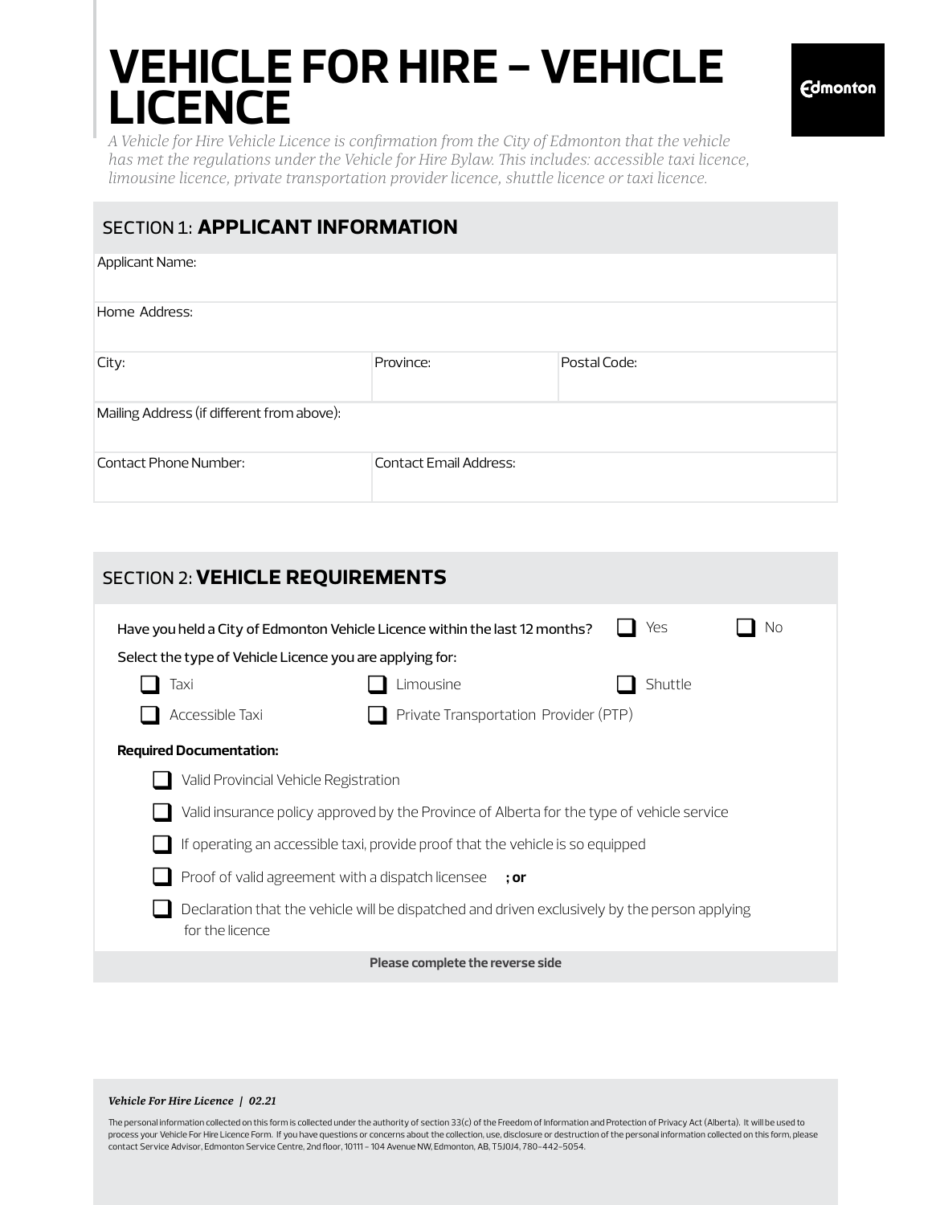# VEHICLE FOR HIRE – VEHICLE LICENCE

Edmonton

*A Vehicle for Hire Vehicle Licence is confirmation from the City of Edmonton that the vehicle has met the regulations under the Vehicle for Hire Bylaw. This includes: accessible taxi licence, limousine licence, private transportation provider licence, shuttle licence or taxi licence.*

## SECTION 1: **APPLICANT INFORMATION**

| Applicant Name: | | |
|---|---|---|
| Home Address: | | |
| City: | Province: | Postal Code: |
| Mailing Address (if different from above): | | |
| Contact Phone Number: | Contact Email Address: | |

## SECTION 2: **VEHICLE REQUIREMENTS**

Have you held a City of Edmonton Vehicle Licence within the last 12 months? ☐ Yes ☐ No

Select the type of Vehicle Licence you are applying for:

☐ Taxi ☐ Limousine ☐ Shuttle

☐ Accessible Taxi ☐ Private Transportation Provider (PTP)

**Required Documentation:**

- ☐ Valid Provincial Vehicle Registration
- ☐ Valid insurance policy approved by the Province of Alberta for the type of vehicle service
- ☐ If operating an accessible taxi, provide proof that the vehicle is so equipped
- ☐ Proof of valid agreement with a dispatch licensee **; or**
- ☐ Declaration that the vehicle will be dispatched and driven exclusively by the person applying for the licence

**Please complete the reverse side**

***Vehicle For Hire Licence | 02.21***

The personal information collected on this form is collected under the authority of section 33(c) of the Freedom of Information and Protection of Privacy Act (Alberta). It will be used to process your Vehicle For Hire Licence Form. If you have questions or concerns about the collection, use, disclosure or destruction of the personal information collected on this form, please contact Service Advisor, Edmonton Service Centre, 2nd floor, 10111 – 104 Avenue NW, Edmonton, AB, T5J0J4, 780-442-5054.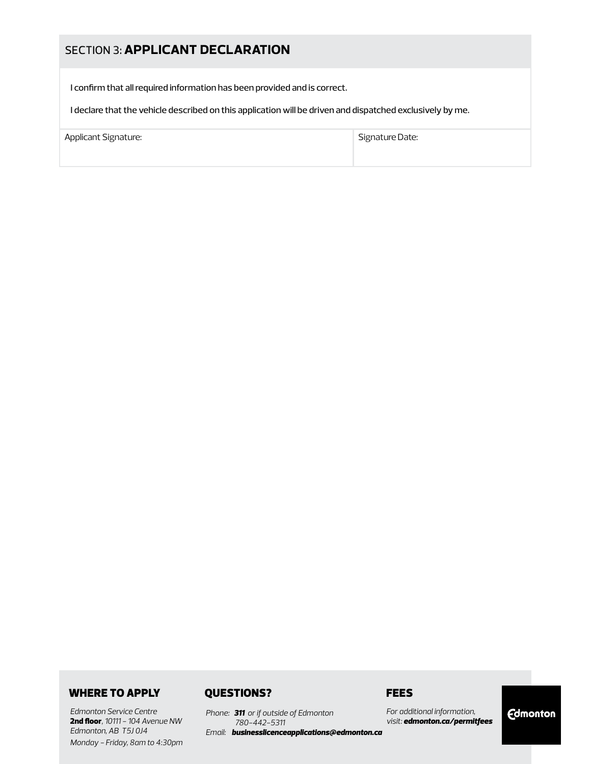## SECTION 3: **APPLICANT DECLARATION**

I confirm that all required information has been provided and is correct.

I declare that the vehicle described on this application will be driven and dispatched exclusively by me.

| Applicant Signature: | Signature Date: |
| --- | --- |
| | |

### WHERE TO APPLY

*Edmonton Service Centre*
***2nd floor**, 10111 – 104 Avenue NW*
*Edmonton, AB T5J 0J4*
*Monday – Friday, 8am to 4:30pm*

### QUESTIONS?

*Phone: **311** or if outside of Edmonton 780-442-5311*
*Email: **businesslicenceapplications@edmonton.ca***

### FEES

*For additional information, visit: **edmonton.ca/permitfees***

Edmonton